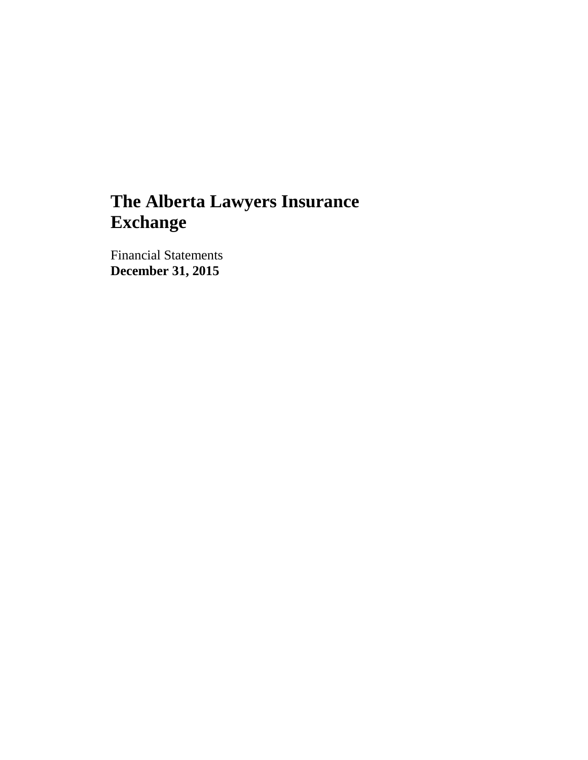# The Alberta Lawyers Insurance Exchange

Financial Statements
**December 31, 2015**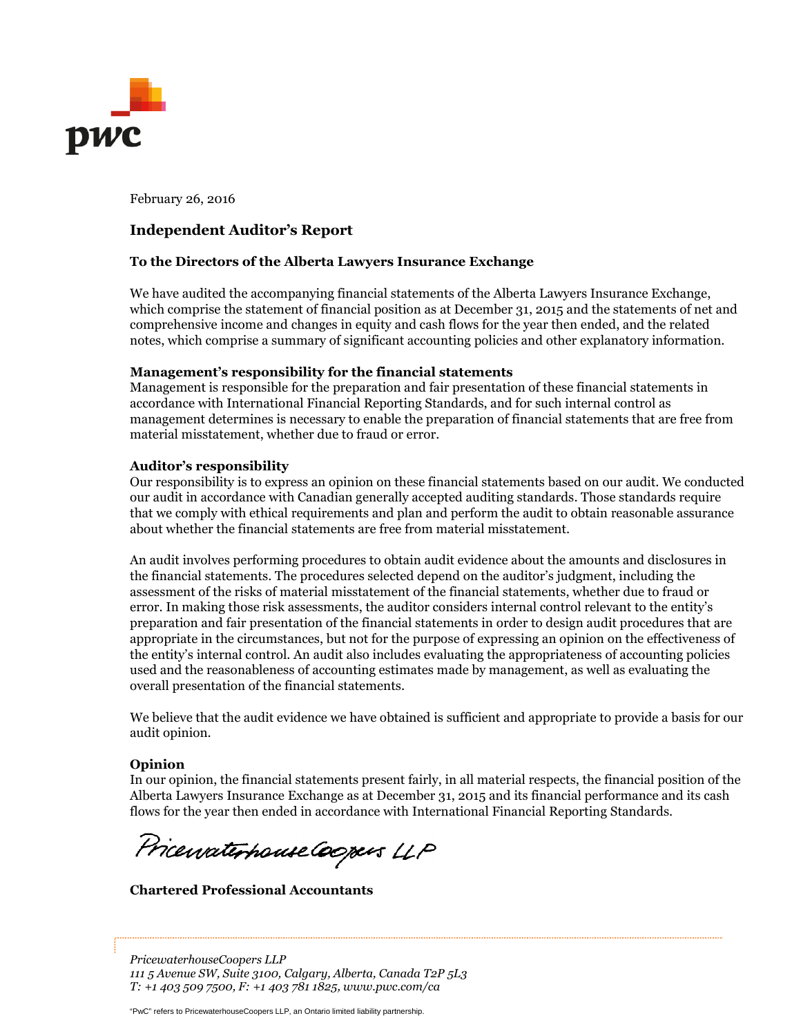February 26, 2016

## Independent Auditor's Report

**To the Directors of the Alberta Lawyers Insurance Exchange**

We have audited the accompanying financial statements of the Alberta Lawyers Insurance Exchange, which comprise the statement of financial position as at December 31, 2015 and the statements of net and comprehensive income and changes in equity and cash flows for the year then ended, and the related notes, which comprise a summary of significant accounting policies and other explanatory information.

**Management's responsibility for the financial statements**
Management is responsible for the preparation and fair presentation of these financial statements in accordance with International Financial Reporting Standards, and for such internal control as management determines is necessary to enable the preparation of financial statements that are free from material misstatement, whether due to fraud or error.

**Auditor's responsibility**
Our responsibility is to express an opinion on these financial statements based on our audit. We conducted our audit in accordance with Canadian generally accepted auditing standards. Those standards require that we comply with ethical requirements and plan and perform the audit to obtain reasonable assurance about whether the financial statements are free from material misstatement.

An audit involves performing procedures to obtain audit evidence about the amounts and disclosures in the financial statements. The procedures selected depend on the auditor's judgment, including the assessment of the risks of material misstatement of the financial statements, whether due to fraud or error. In making those risk assessments, the auditor considers internal control relevant to the entity's preparation and fair presentation of the financial statements in order to design audit procedures that are appropriate in the circumstances, but not for the purpose of expressing an opinion on the effectiveness of the entity's internal control. An audit also includes evaluating the appropriateness of accounting policies used and the reasonableness of accounting estimates made by management, as well as evaluating the overall presentation of the financial statements.

We believe that the audit evidence we have obtained is sufficient and appropriate to provide a basis for our audit opinion.

**Opinion**
In our opinion, the financial statements present fairly, in all material respects, the financial position of the Alberta Lawyers Insurance Exchange as at December 31, 2015 and its financial performance and its cash flows for the year then ended in accordance with International Financial Reporting Standards.

PricewaterhouseCoopers LLP

**Chartered Professional Accountants**

*PricewaterhouseCoopers LLP*
*111 5 Avenue SW, Suite 3100, Calgary, Alberta, Canada T2P 5L3*
*T: +1 403 509 7500, F: +1 403 781 1825, www.pwc.com/ca*

"PwC" refers to PricewaterhouseCoopers LLP, an Ontario limited liability partnership.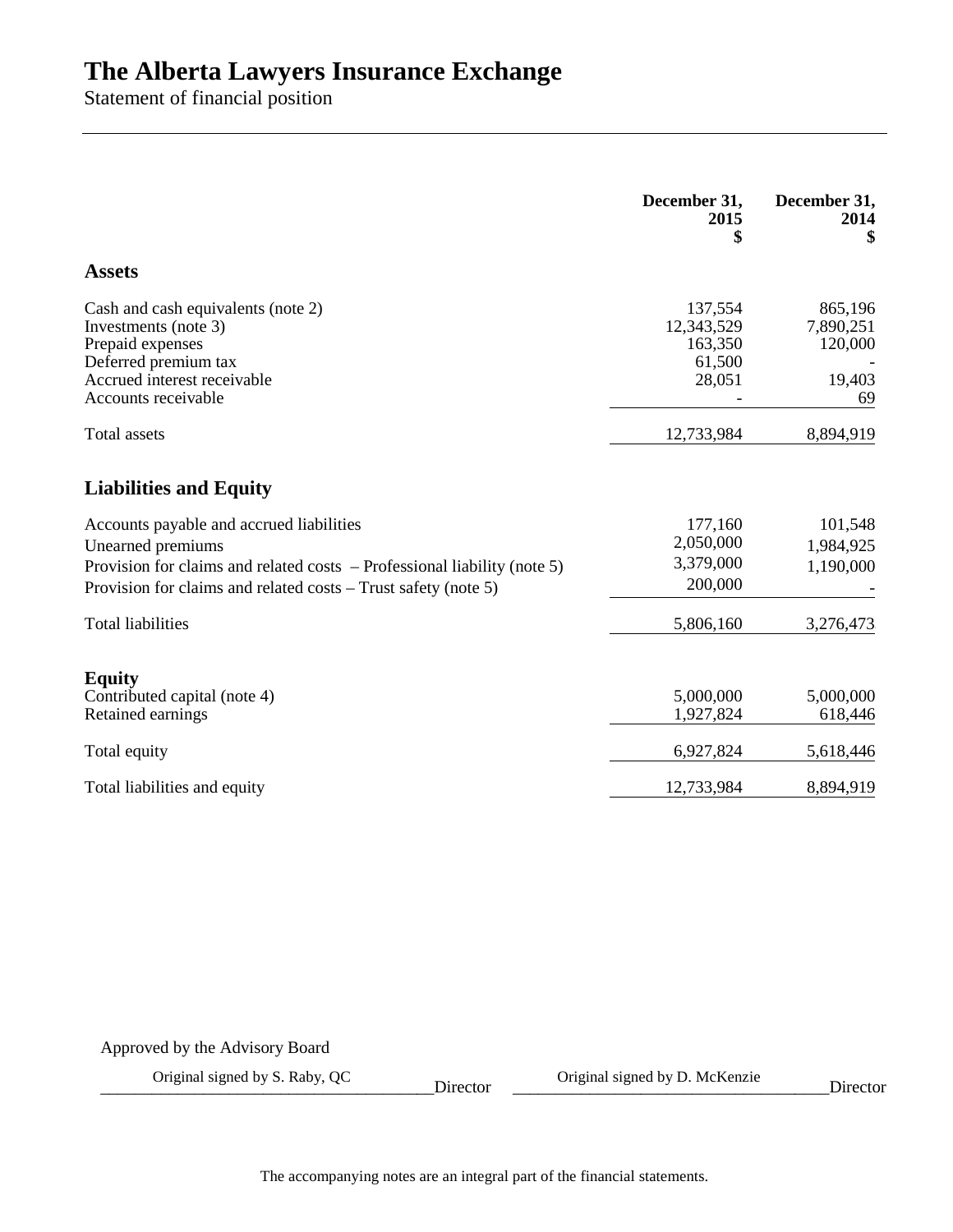# The Alberta Lawyers Insurance Exchange

Statement of financial position

| | December 31, 2015 $ | December 31, 2014 $ |
|---|---|---|
| **Assets** | | |
| Cash and cash equivalents (note 2) | 137,554 | 865,196 |
| Investments (note 3) | 12,343,529 | 7,890,251 |
| Prepaid expenses | 163,350 | 120,000 |
| Deferred premium tax | 61,500 | - |
| Accrued interest receivable | 28,051 | 19,403 |
| Accounts receivable | - | 69 |
| Total assets | 12,733,984 | 8,894,919 |
| **Liabilities and Equity** | | |
| Accounts payable and accrued liabilities | 177,160 | 101,548 |
| Unearned premiums | 2,050,000 | 1,984,925 |
| Provision for claims and related costs – Professional liability (note 5) | 3,379,000 | 1,190,000 |
| Provision for claims and related costs – Trust safety (note 5) | 200,000 | - |
| Total liabilities | 5,806,160 | 3,276,473 |
| **Equity** | | |
| Contributed capital (note 4) | 5,000,000 | 5,000,000 |
| Retained earnings | 1,927,824 | 618,446 |
| Total equity | 6,927,824 | 5,618,446 |
| Total liabilities and equity | 12,733,984 | 8,894,919 |

Approved by the Advisory Board

Original signed by S. Raby, QC Director

Original signed by D. McKenzie Director

The accompanying notes are an integral part of the financial statements.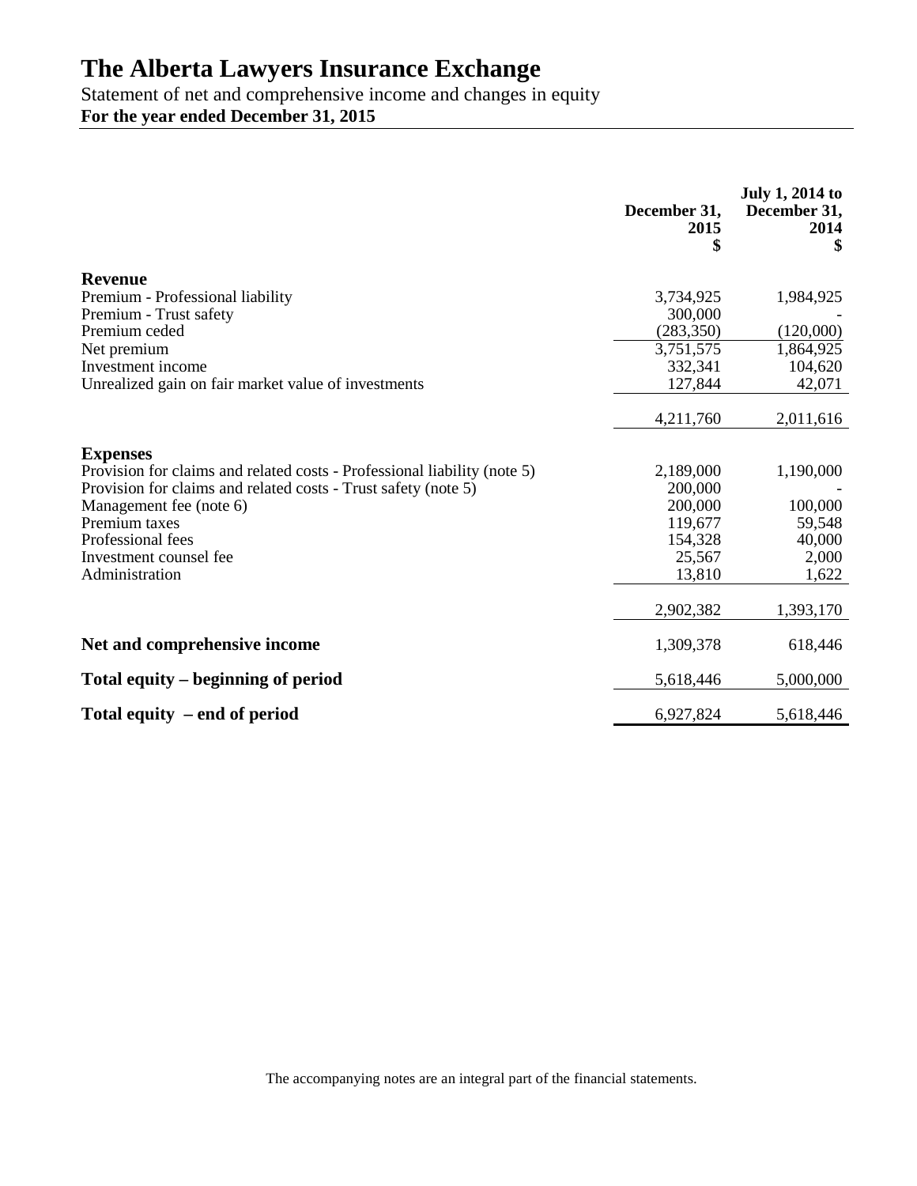# The Alberta Lawyers Insurance Exchange

Statement of net and comprehensive income and changes in equity

**For the year ended December 31, 2015**

| | December 31, 2015 $ | July 1, 2014 to December 31, 2014 $ |
|---|---|---|
| **Revenue** | | |
| Premium - Professional liability | 3,734,925 | 1,984,925 |
| Premium - Trust safety | 300,000 | - |
| Premium ceded | (283,350) | (120,000) |
| Net premium | 3,751,575 | 1,864,925 |
| Investment income | 332,341 | 104,620 |
| Unrealized gain on fair market value of investments | 127,844 | 42,071 |
| | 4,211,760 | 2,011,616 |
| **Expenses** | | |
| Provision for claims and related costs - Professional liability (note 5) | 2,189,000 | 1,190,000 |
| Provision for claims and related costs - Trust safety (note 5) | 200,000 | - |
| Management fee (note 6) | 200,000 | 100,000 |
| Premium taxes | 119,677 | 59,548 |
| Professional fees | 154,328 | 40,000 |
| Investment counsel fee | 25,567 | 2,000 |
| Administration | 13,810 | 1,622 |
| | 2,902,382 | 1,393,170 |
| **Net and comprehensive income** | 1,309,378 | 618,446 |
| **Total equity – beginning of period** | 5,618,446 | 5,000,000 |
| **Total equity – end of period** | 6,927,824 | 5,618,446 |

The accompanying notes are an integral part of the financial statements.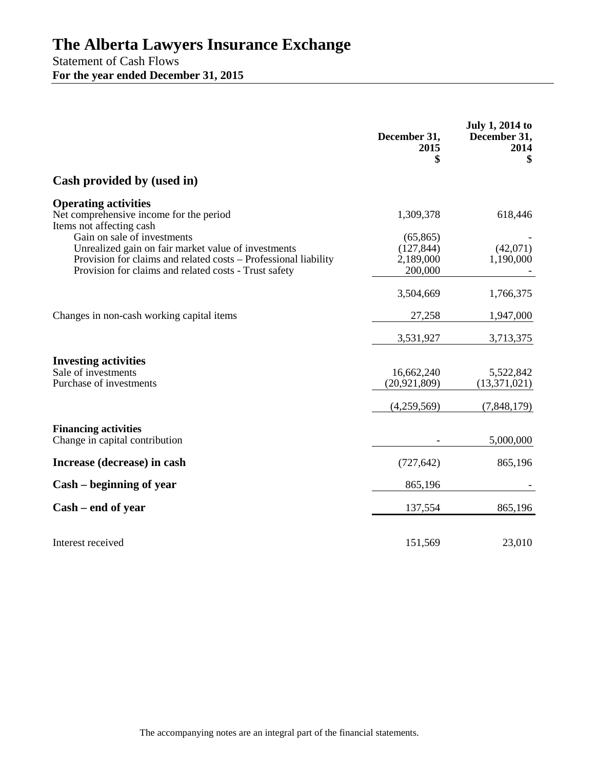# The Alberta Lawyers Insurance Exchange

Statement of Cash Flows

**For the year ended December 31, 2015**

| | December 31, 2015 $ | July 1, 2014 to December 31, 2014 $ |
|---|---|---|
| **Cash provided by (used in)** | | |
| **Operating activities** | | |
| Net comprehensive income for the period | 1,309,378 | 618,446 |
| Items not affecting cash | | |
| Gain on sale of investments | (65,865) | - |
| Unrealized gain on fair market value of investments | (127,844) | (42,071) |
| Provision for claims and related costs – Professional liability | 2,189,000 | 1,190,000 |
| Provision for claims and related costs - Trust safety | 200,000 | - |
| | 3,504,669 | 1,766,375 |
| Changes in non-cash working capital items | 27,258 | 1,947,000 |
| | 3,531,927 | 3,713,375 |
| **Investing activities** | | |
| Sale of investments | 16,662,240 | 5,522,842 |
| Purchase of investments | (20,921,809) | (13,371,021) |
| | (4,259,569) | (7,848,179) |
| **Financing activities** | | |
| Change in capital contribution | - | 5,000,000 |
| **Increase (decrease) in cash** | (727,642) | 865,196 |
| **Cash – beginning of year** | 865,196 | - |
| **Cash – end of year** | 137,554 | 865,196 |
| Interest received | 151,569 | 23,010 |

The accompanying notes are an integral part of the financial statements.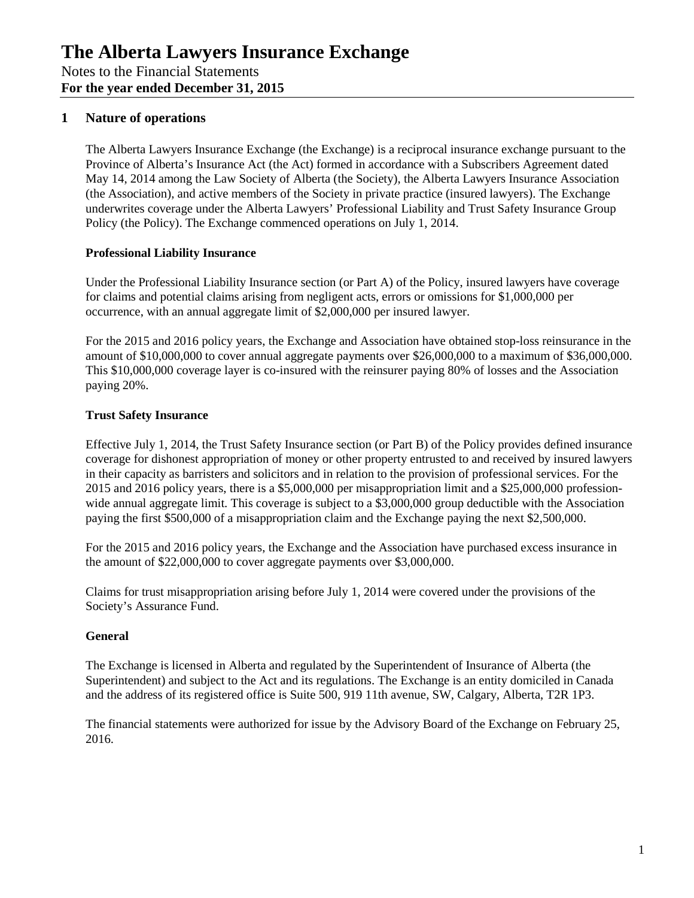# The Alberta Lawyers Insurance Exchange

Notes to the Financial Statements
**For the year ended December 31, 2015**

## 1 Nature of operations

The Alberta Lawyers Insurance Exchange (the Exchange) is a reciprocal insurance exchange pursuant to the Province of Alberta's Insurance Act (the Act) formed in accordance with a Subscribers Agreement dated May 14, 2014 among the Law Society of Alberta (the Society), the Alberta Lawyers Insurance Association (the Association), and active members of the Society in private practice (insured lawyers). The Exchange underwrites coverage under the Alberta Lawyers' Professional Liability and Trust Safety Insurance Group Policy (the Policy). The Exchange commenced operations on July 1, 2014.

### Professional Liability Insurance

Under the Professional Liability Insurance section (or Part A) of the Policy, insured lawyers have coverage for claims and potential claims arising from negligent acts, errors or omissions for $1,000,000 per occurrence, with an annual aggregate limit of $2,000,000 per insured lawyer.

For the 2015 and 2016 policy years, the Exchange and Association have obtained stop-loss reinsurance in the amount of $10,000,000 to cover annual aggregate payments over $26,000,000 to a maximum of $36,000,000. This $10,000,000 coverage layer is co-insured with the reinsurer paying 80% of losses and the Association paying 20%.

### Trust Safety Insurance

Effective July 1, 2014, the Trust Safety Insurance section (or Part B) of the Policy provides defined insurance coverage for dishonest appropriation of money or other property entrusted to and received by insured lawyers in their capacity as barristers and solicitors and in relation to the provision of professional services. For the 2015 and 2016 policy years, there is a $5,000,000 per misappropriation limit and a $25,000,000 profession-wide annual aggregate limit. This coverage is subject to a $3,000,000 group deductible with the Association paying the first $500,000 of a misappropriation claim and the Exchange paying the next $2,500,000.

For the 2015 and 2016 policy years, the Exchange and the Association have purchased excess insurance in the amount of $22,000,000 to cover aggregate payments over $3,000,000.

Claims for trust misappropriation arising before July 1, 2014 were covered under the provisions of the Society's Assurance Fund.

### General

The Exchange is licensed in Alberta and regulated by the Superintendent of Insurance of Alberta (the Superintendent) and subject to the Act and its regulations. The Exchange is an entity domiciled in Canada and the address of its registered office is Suite 500, 919 11th avenue, SW, Calgary, Alberta, T2R 1P3.

The financial statements were authorized for issue by the Advisory Board of the Exchange on February 25, 2016.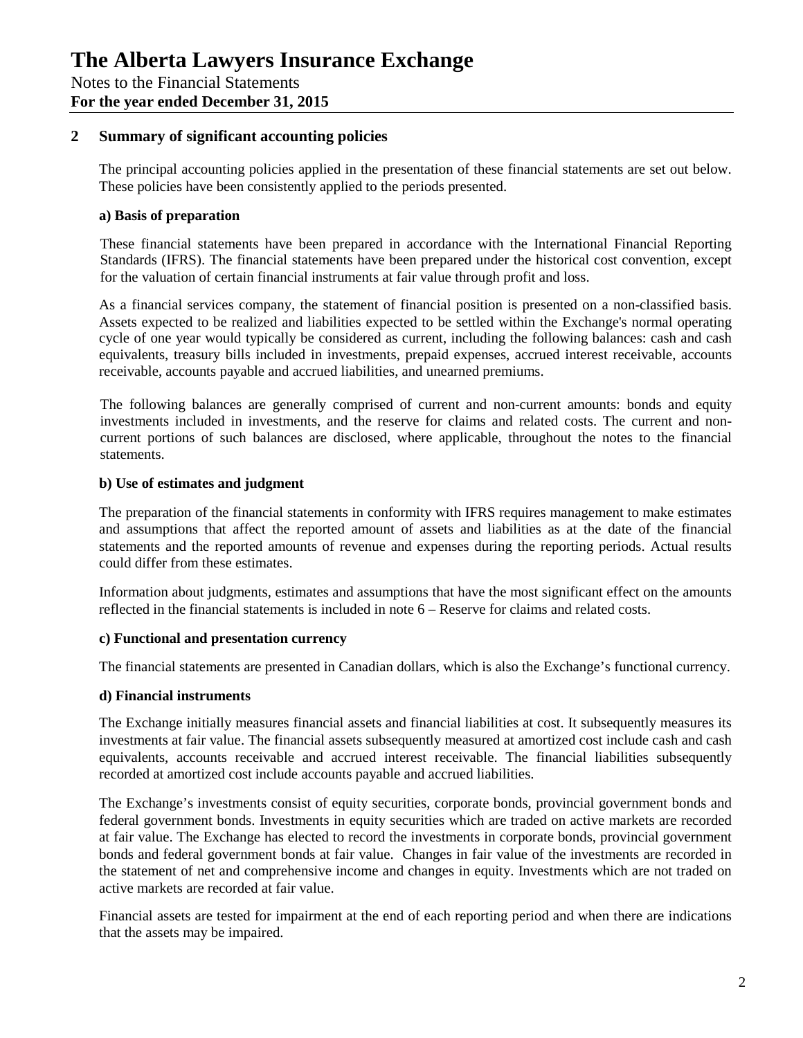## 2 Summary of significant accounting policies

The principal accounting policies applied in the presentation of these financial statements are set out below. These policies have been consistently applied to the periods presented.

### a) Basis of preparation

These financial statements have been prepared in accordance with the International Financial Reporting Standards (IFRS). The financial statements have been prepared under the historical cost convention, except for the valuation of certain financial instruments at fair value through profit and loss.

As a financial services company, the statement of financial position is presented on a non-classified basis. Assets expected to be realized and liabilities expected to be settled within the Exchange's normal operating cycle of one year would typically be considered as current, including the following balances: cash and cash equivalents, treasury bills included in investments, prepaid expenses, accrued interest receivable, accounts receivable, accounts payable and accrued liabilities, and unearned premiums.

The following balances are generally comprised of current and non-current amounts: bonds and equity investments included in investments, and the reserve for claims and related costs. The current and non-current portions of such balances are disclosed, where applicable, throughout the notes to the financial statements.

### b) Use of estimates and judgment

The preparation of the financial statements in conformity with IFRS requires management to make estimates and assumptions that affect the reported amount of assets and liabilities as at the date of the financial statements and the reported amounts of revenue and expenses during the reporting periods. Actual results could differ from these estimates.

Information about judgments, estimates and assumptions that have the most significant effect on the amounts reflected in the financial statements is included in note 6 – Reserve for claims and related costs.

### c) Functional and presentation currency

The financial statements are presented in Canadian dollars, which is also the Exchange's functional currency.

### d) Financial instruments

The Exchange initially measures financial assets and financial liabilities at cost. It subsequently measures its investments at fair value. The financial assets subsequently measured at amortized cost include cash and cash equivalents, accounts receivable and accrued interest receivable. The financial liabilities subsequently recorded at amortized cost include accounts payable and accrued liabilities.

The Exchange's investments consist of equity securities, corporate bonds, provincial government bonds and federal government bonds. Investments in equity securities which are traded on active markets are recorded at fair value. The Exchange has elected to record the investments in corporate bonds, provincial government bonds and federal government bonds at fair value. Changes in fair value of the investments are recorded in the statement of net and comprehensive income and changes in equity. Investments which are not traded on active markets are recorded at fair value.

Financial assets are tested for impairment at the end of each reporting period and when there are indications that the assets may be impaired.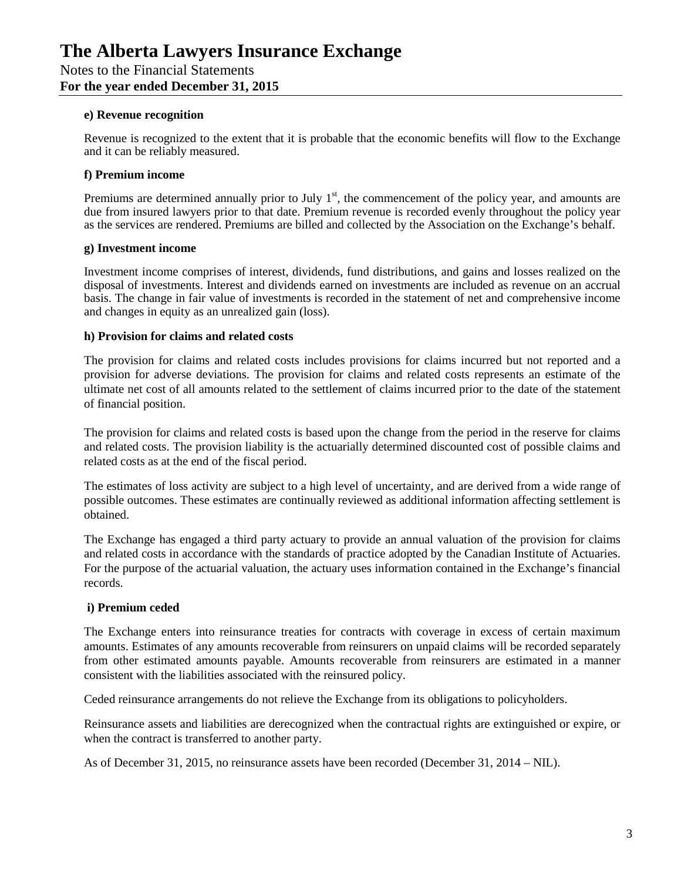**e) Revenue recognition**

Revenue is recognized to the extent that it is probable that the economic benefits will flow to the Exchange and it can be reliably measured.

**f) Premium income**

Premiums are determined annually prior to July 1st, the commencement of the policy year, and amounts are due from insured lawyers prior to that date. Premium revenue is recorded evenly throughout the policy year as the services are rendered. Premiums are billed and collected by the Association on the Exchange's behalf.

**g) Investment income**

Investment income comprises of interest, dividends, fund distributions, and gains and losses realized on the disposal of investments. Interest and dividends earned on investments are included as revenue on an accrual basis. The change in fair value of investments is recorded in the statement of net and comprehensive income and changes in equity as an unrealized gain (loss).

**h) Provision for claims and related costs**

The provision for claims and related costs includes provisions for claims incurred but not reported and a provision for adverse deviations. The provision for claims and related costs represents an estimate of the ultimate net cost of all amounts related to the settlement of claims incurred prior to the date of the statement of financial position.

The provision for claims and related costs is based upon the change from the period in the reserve for claims and related costs. The provision liability is the actuarially determined discounted cost of possible claims and related costs as at the end of the fiscal period.

The estimates of loss activity are subject to a high level of uncertainty, and are derived from a wide range of possible outcomes. These estimates are continually reviewed as additional information affecting settlement is obtained.

The Exchange has engaged a third party actuary to provide an annual valuation of the provision for claims and related costs in accordance with the standards of practice adopted by the Canadian Institute of Actuaries. For the purpose of the actuarial valuation, the actuary uses information contained in the Exchange's financial records.

**i) Premium ceded**

The Exchange enters into reinsurance treaties for contracts with coverage in excess of certain maximum amounts. Estimates of any amounts recoverable from reinsurers on unpaid claims will be recorded separately from other estimated amounts payable. Amounts recoverable from reinsurers are estimated in a manner consistent with the liabilities associated with the reinsured policy.

Ceded reinsurance arrangements do not relieve the Exchange from its obligations to policyholders.

Reinsurance assets and liabilities are derecognized when the contractual rights are extinguished or expire, or when the contract is transferred to another party.

As of December 31, 2015, no reinsurance assets have been recorded (December 31, 2014 – NIL).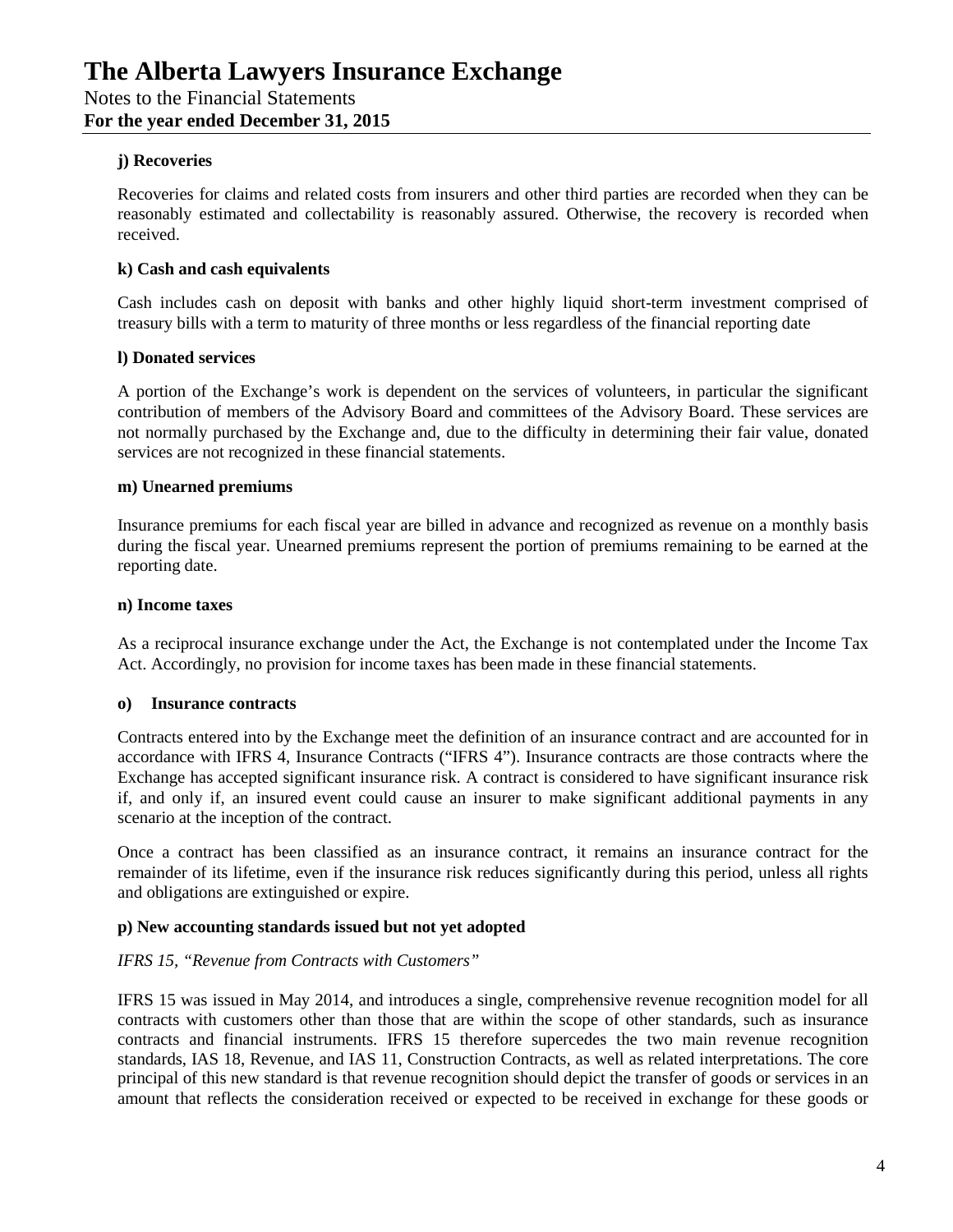#### j) Recoveries

Recoveries for claims and related costs from insurers and other third parties are recorded when they can be reasonably estimated and collectability is reasonably assured. Otherwise, the recovery is recorded when received.

#### k) Cash and cash equivalents

Cash includes cash on deposit with banks and other highly liquid short-term investment comprised of treasury bills with a term to maturity of three months or less regardless of the financial reporting date

#### l) Donated services

A portion of the Exchange's work is dependent on the services of volunteers, in particular the significant contribution of members of the Advisory Board and committees of the Advisory Board. These services are not normally purchased by the Exchange and, due to the difficulty in determining their fair value, donated services are not recognized in these financial statements.

#### m) Unearned premiums

Insurance premiums for each fiscal year are billed in advance and recognized as revenue on a monthly basis during the fiscal year. Unearned premiums represent the portion of premiums remaining to be earned at the reporting date.

#### n) Income taxes

As a reciprocal insurance exchange under the Act, the Exchange is not contemplated under the Income Tax Act. Accordingly, no provision for income taxes has been made in these financial statements.

#### o) Insurance contracts

Contracts entered into by the Exchange meet the definition of an insurance contract and are accounted for in accordance with IFRS 4, Insurance Contracts ("IFRS 4"). Insurance contracts are those contracts where the Exchange has accepted significant insurance risk. A contract is considered to have significant insurance risk if, and only if, an insured event could cause an insurer to make significant additional payments in any scenario at the inception of the contract.

Once a contract has been classified as an insurance contract, it remains an insurance contract for the remainder of its lifetime, even if the insurance risk reduces significantly during this period, unless all rights and obligations are extinguished or expire.

#### p) New accounting standards issued but not yet adopted

*IFRS 15, "Revenue from Contracts with Customers"*

IFRS 15 was issued in May 2014, and introduces a single, comprehensive revenue recognition model for all contracts with customers other than those that are within the scope of other standards, such as insurance contracts and financial instruments. IFRS 15 therefore supercedes the two main revenue recognition standards, IAS 18, Revenue, and IAS 11, Construction Contracts, as well as related interpretations. The core principal of this new standard is that revenue recognition should depict the transfer of goods or services in an amount that reflects the consideration received or expected to be received in exchange for these goods or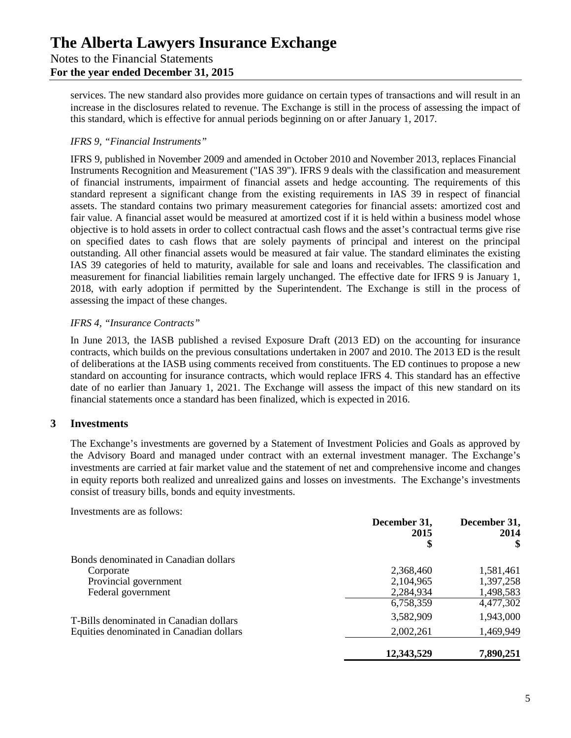services. The new standard also provides more guidance on certain types of transactions and will result in an increase in the disclosures related to revenue. The Exchange is still in the process of assessing the impact of this standard, which is effective for annual periods beginning on or after January 1, 2017.

*IFRS 9, "Financial Instruments"*

IFRS 9, published in November 2009 and amended in October 2010 and November 2013, replaces Financial Instruments Recognition and Measurement ("IAS 39"). IFRS 9 deals with the classification and measurement of financial instruments, impairment of financial assets and hedge accounting. The requirements of this standard represent a significant change from the existing requirements in IAS 39 in respect of financial assets. The standard contains two primary measurement categories for financial assets: amortized cost and fair value. A financial asset would be measured at amortized cost if it is held within a business model whose objective is to hold assets in order to collect contractual cash flows and the asset's contractual terms give rise on specified dates to cash flows that are solely payments of principal and interest on the principal outstanding. All other financial assets would be measured at fair value. The standard eliminates the existing IAS 39 categories of held to maturity, available for sale and loans and receivables. The classification and measurement for financial liabilities remain largely unchanged. The effective date for IFRS 9 is January 1, 2018, with early adoption if permitted by the Superintendent. The Exchange is still in the process of assessing the impact of these changes.

*IFRS 4, "Insurance Contracts"*

In June 2013, the IASB published a revised Exposure Draft (2013 ED) on the accounting for insurance contracts, which builds on the previous consultations undertaken in 2007 and 2010. The 2013 ED is the result of deliberations at the IASB using comments received from constituents. The ED continues to propose a new standard on accounting for insurance contracts, which would replace IFRS 4. This standard has an effective date of no earlier than January 1, 2021. The Exchange will assess the impact of this new standard on its financial statements once a standard has been finalized, which is expected in 2016.

## 3 Investments

The Exchange's investments are governed by a Statement of Investment Policies and Goals as approved by the Advisory Board and managed under contract with an external investment manager. The Exchange's investments are carried at fair market value and the statement of net and comprehensive income and changes in equity reports both realized and unrealized gains and losses on investments. The Exchange's investments consist of treasury bills, bonds and equity investments.

Investments are as follows:

| | December 31, 2015 $ | December 31, 2014 $ |
|---|---|---|
| Bonds denominated in Canadian dollars | | |
| Corporate | 2,368,460 | 1,581,461 |
| Provincial government | 2,104,965 | 1,397,258 |
| Federal government | 2,284,934 | 1,498,583 |
| | 6,758,359 | 4,477,302 |
| T-Bills denominated in Canadian dollars | 3,582,909 | 1,943,000 |
| Equities denominated in Canadian dollars | 2,002,261 | 1,469,949 |
| | **12,343,529** | **7,890,251** |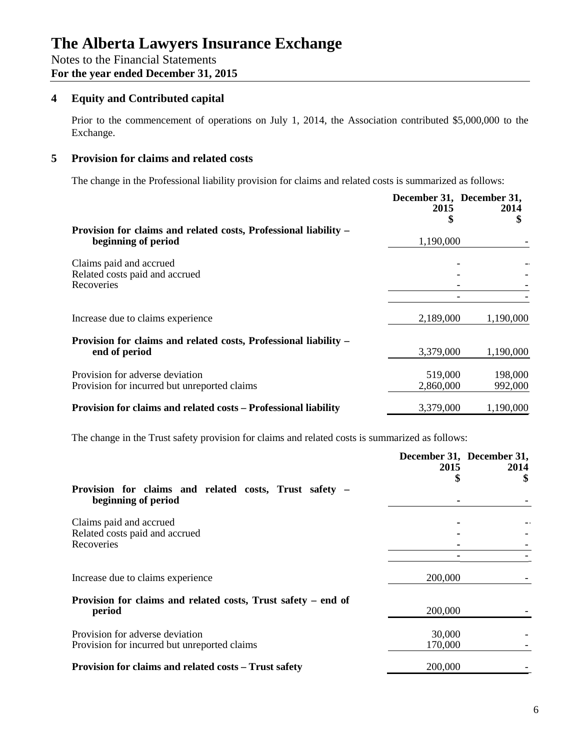# The Alberta Lawyers Insurance Exchange

Notes to the Financial Statements

**For the year ended December 31, 2015**

## 4 Equity and Contributed capital

Prior to the commencement of operations on July 1, 2014, the Association contributed $5,000,000 to the Exchange.

## 5 Provision for claims and related costs

The change in the Professional liability provision for claims and related costs is summarized as follows:

| | December 31, 2015 $ | December 31, 2014 $ |
|---|---|---|
| **Provision for claims and related costs, Professional liability – beginning of period** | 1,190,000 | - |
| Claims paid and accrued | - | - |
| Related costs paid and accrued | - | - |
| Recoveries | - | - |
| | - | - |
| Increase due to claims experience | 2,189,000 | 1,190,000 |
| **Provision for claims and related costs, Professional liability – end of period** | 3,379,000 | 1,190,000 |
| Provision for adverse deviation | 519,000 | 198,000 |
| Provision for incurred but unreported claims | 2,860,000 | 992,000 |
| **Provision for claims and related costs – Professional liability** | 3,379,000 | 1,190,000 |

The change in the Trust safety provision for claims and related costs is summarized as follows:

| | December 31, 2015 $ | December 31, 2014 $ |
|---|---|---|
| **Provision for claims and related costs, Trust safety – beginning of period** | - | - |
| Claims paid and accrued | - | - |
| Related costs paid and accrued | - | - |
| Recoveries | - | - |
| | - | - |
| Increase due to claims experience | 200,000 | - |
| **Provision for claims and related costs, Trust safety – end of period** | 200,000 | - |
| Provision for adverse deviation | 30,000 | - |
| Provision for incurred but unreported claims | 170,000 | - |
| **Provision for claims and related costs – Trust safety** | 200,000 | - |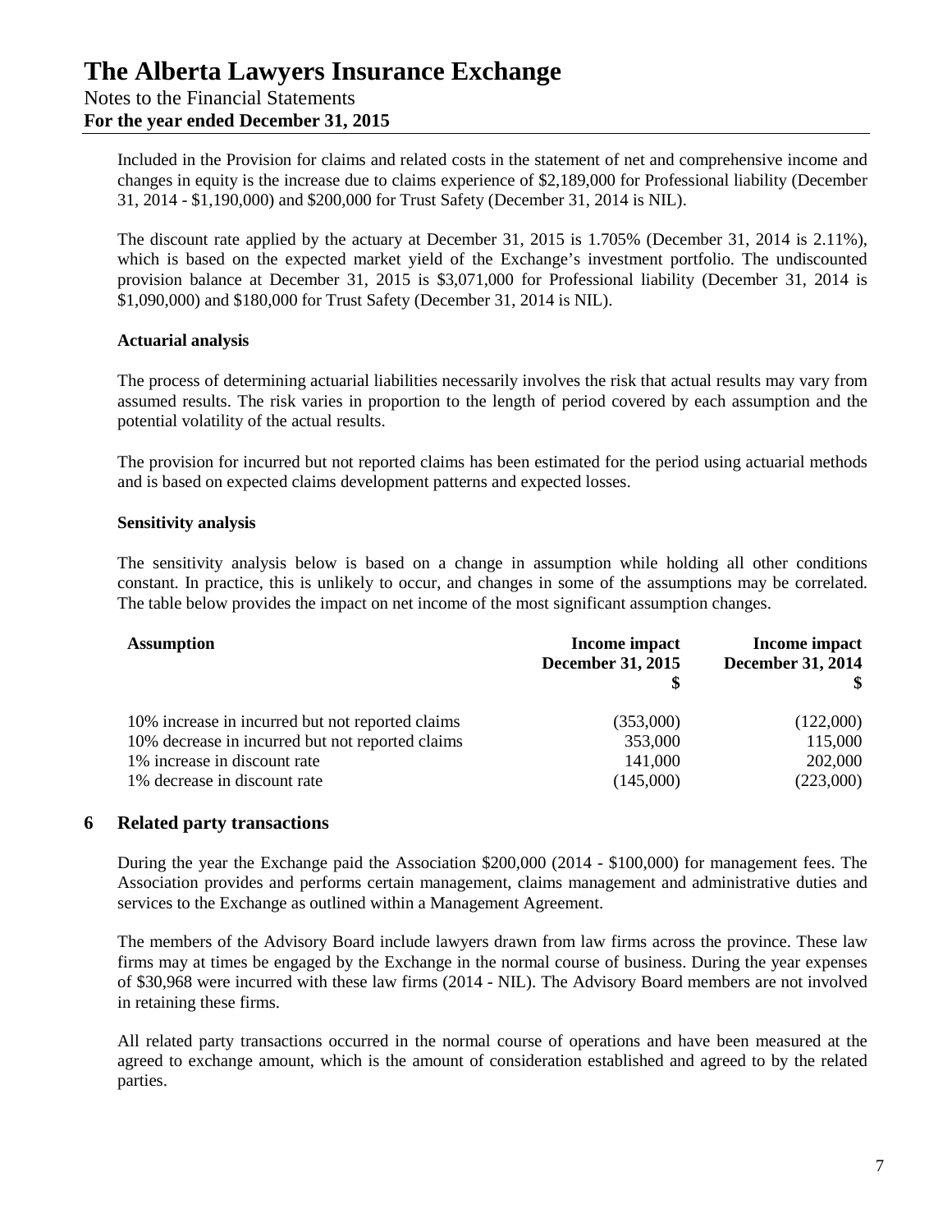Included in the Provision for claims and related costs in the statement of net and comprehensive income and changes in equity is the increase due to claims experience of $2,189,000 for Professional liability (December 31, 2014 - $1,190,000) and $200,000 for Trust Safety (December 31, 2014 is NIL).

The discount rate applied by the actuary at December 31, 2015 is 1.705% (December 31, 2014 is 2.11%), which is based on the expected market yield of the Exchange's investment portfolio. The undiscounted provision balance at December 31, 2015 is $3,071,000 for Professional liability (December 31, 2014 is $1,090,000) and $180,000 for Trust Safety (December 31, 2014 is NIL).

**Actuarial analysis**

The process of determining actuarial liabilities necessarily involves the risk that actual results may vary from assumed results. The risk varies in proportion to the length of period covered by each assumption and the potential volatility of the actual results.

The provision for incurred but not reported claims has been estimated for the period using actuarial methods and is based on expected claims development patterns and expected losses.

**Sensitivity analysis**

The sensitivity analysis below is based on a change in assumption while holding all other conditions constant. In practice, this is unlikely to occur, and changes in some of the assumptions may be correlated. The table below provides the impact on net income of the most significant assumption changes.

| Assumption | Income impact December 31, 2015 $ | Income impact December 31, 2014 $ |
|---|---|---|
| 10% increase in incurred but not reported claims | (353,000) | (122,000) |
| 10% decrease in incurred but not reported claims | 353,000 | 115,000 |
| 1% increase in discount rate | 141,000 | 202,000 |
| 1% decrease in discount rate | (145,000) | (223,000) |

## 6 Related party transactions

During the year the Exchange paid the Association $200,000 (2014 - $100,000) for management fees. The Association provides and performs certain management, claims management and administrative duties and services to the Exchange as outlined within a Management Agreement.

The members of the Advisory Board include lawyers drawn from law firms across the province. These law firms may at times be engaged by the Exchange in the normal course of business. During the year expenses of $30,968 were incurred with these law firms (2014 - NIL). The Advisory Board members are not involved in retaining these firms.

All related party transactions occurred in the normal course of operations and have been measured at the agreed to exchange amount, which is the amount of consideration established and agreed to by the related parties.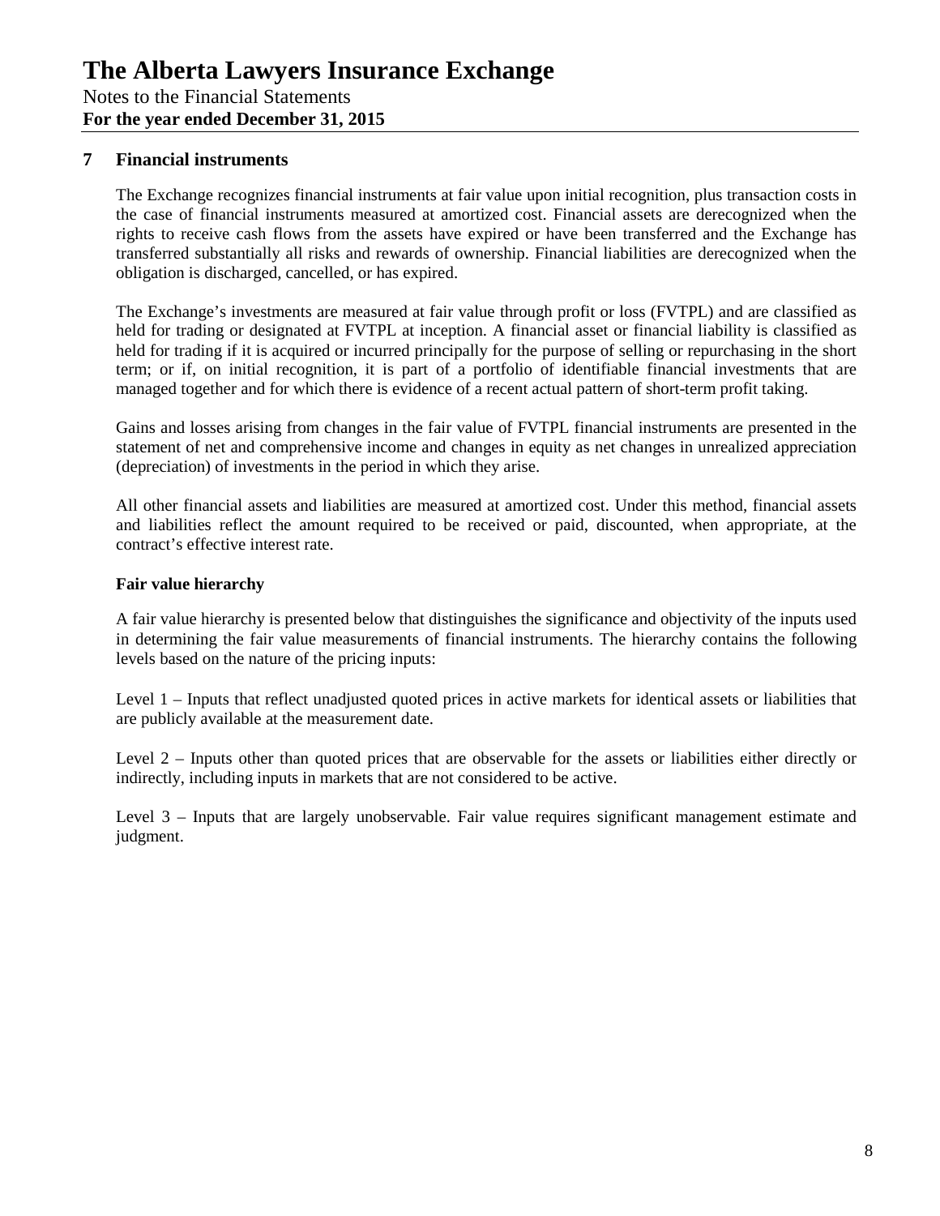## 7 Financial instruments

The Exchange recognizes financial instruments at fair value upon initial recognition, plus transaction costs in the case of financial instruments measured at amortized cost. Financial assets are derecognized when the rights to receive cash flows from the assets have expired or have been transferred and the Exchange has transferred substantially all risks and rewards of ownership. Financial liabilities are derecognized when the obligation is discharged, cancelled, or has expired.

The Exchange's investments are measured at fair value through profit or loss (FVTPL) and are classified as held for trading or designated at FVTPL at inception. A financial asset or financial liability is classified as held for trading if it is acquired or incurred principally for the purpose of selling or repurchasing in the short term; or if, on initial recognition, it is part of a portfolio of identifiable financial investments that are managed together and for which there is evidence of a recent actual pattern of short-term profit taking.

Gains and losses arising from changes in the fair value of FVTPL financial instruments are presented in the statement of net and comprehensive income and changes in equity as net changes in unrealized appreciation (depreciation) of investments in the period in which they arise.

All other financial assets and liabilities are measured at amortized cost. Under this method, financial assets and liabilities reflect the amount required to be received or paid, discounted, when appropriate, at the contract's effective interest rate.

**Fair value hierarchy**

A fair value hierarchy is presented below that distinguishes the significance and objectivity of the inputs used in determining the fair value measurements of financial instruments. The hierarchy contains the following levels based on the nature of the pricing inputs:

Level 1 – Inputs that reflect unadjusted quoted prices in active markets for identical assets or liabilities that are publicly available at the measurement date.

Level 2 – Inputs other than quoted prices that are observable for the assets or liabilities either directly or indirectly, including inputs in markets that are not considered to be active.

Level 3 – Inputs that are largely unobservable. Fair value requires significant management estimate and judgment.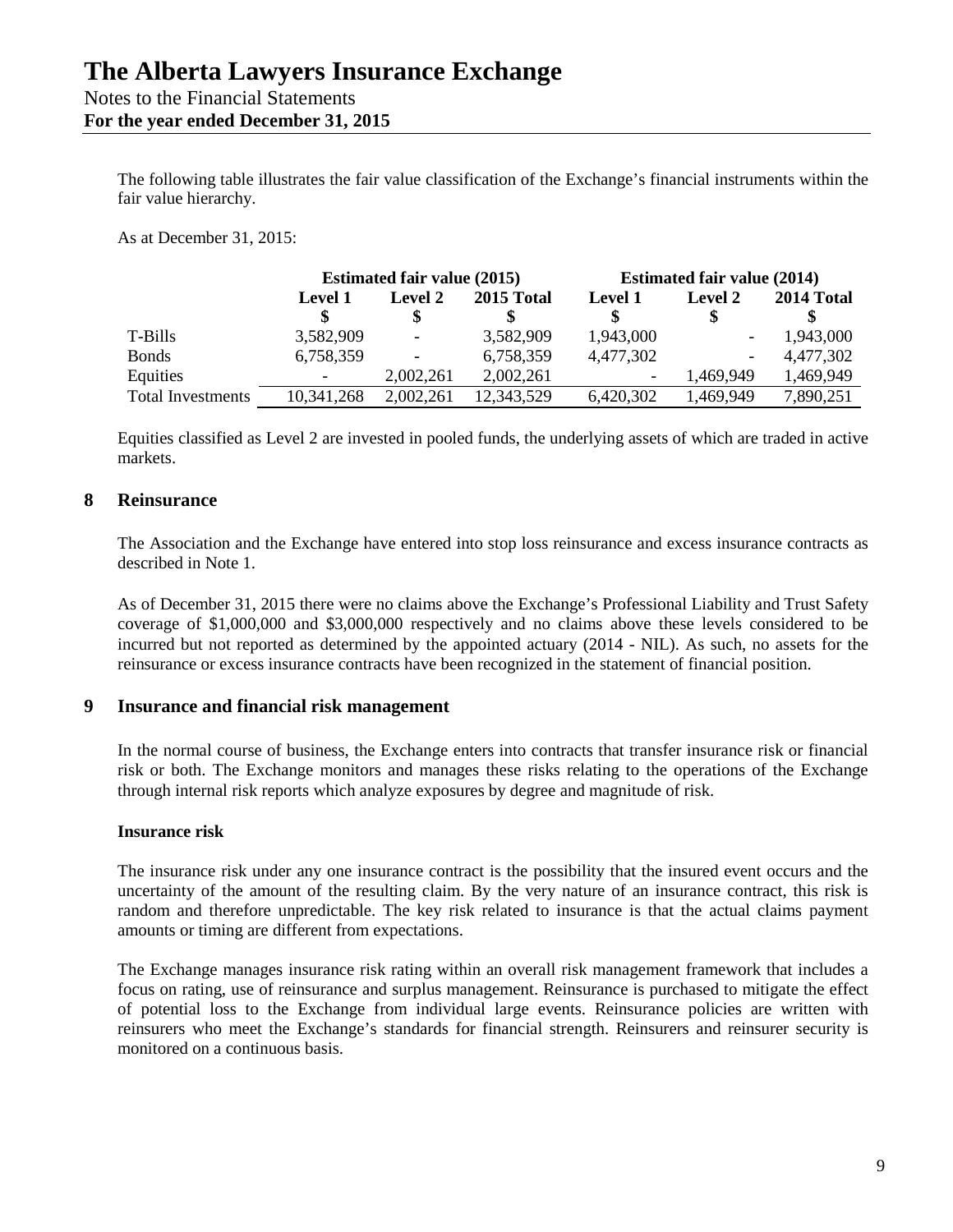The following table illustrates the fair value classification of the Exchange's financial instruments within the fair value hierarchy.

As at December 31, 2015:

| | Estimated fair value (2015) | | | Estimated fair value (2014) | | |
|---|---|---|---|---|---|---|
| | Level 1<br>$ | Level 2<br>$ | 2015 Total<br>$ | Level 1<br>$ | Level 2<br>$ | 2014 Total<br>$ |
| T-Bills | 3,582,909 | - | 3,582,909 | 1,943,000 | - | 1,943,000 |
| Bonds | 6,758,359 | - | 6,758,359 | 4,477,302 | - | 4,477,302 |
| Equities | - | 2,002,261 | 2,002,261 | - | 1,469,949 | 1,469,949 |
| Total Investments | 10,341,268 | 2,002,261 | 12,343,529 | 6,420,302 | 1,469,949 | 7,890,251 |

Equities classified as Level 2 are invested in pooled funds, the underlying assets of which are traded in active markets.

## 8 Reinsurance

The Association and the Exchange have entered into stop loss reinsurance and excess insurance contracts as described in Note 1.

As of December 31, 2015 there were no claims above the Exchange's Professional Liability and Trust Safety coverage of $1,000,000 and $3,000,000 respectively and no claims above these levels considered to be incurred but not reported as determined by the appointed actuary (2014 - NIL). As such, no assets for the reinsurance or excess insurance contracts have been recognized in the statement of financial position.

## 9 Insurance and financial risk management

In the normal course of business, the Exchange enters into contracts that transfer insurance risk or financial risk or both. The Exchange monitors and manages these risks relating to the operations of the Exchange through internal risk reports which analyze exposures by degree and magnitude of risk.

**Insurance risk**

The insurance risk under any one insurance contract is the possibility that the insured event occurs and the uncertainty of the amount of the resulting claim. By the very nature of an insurance contract, this risk is random and therefore unpredictable. The key risk related to insurance is that the actual claims payment amounts or timing are different from expectations.

The Exchange manages insurance risk rating within an overall risk management framework that includes a focus on rating, use of reinsurance and surplus management. Reinsurance is purchased to mitigate the effect of potential loss to the Exchange from individual large events. Reinsurance policies are written with reinsurers who meet the Exchange's standards for financial strength. Reinsurers and reinsurer security is monitored on a continuous basis.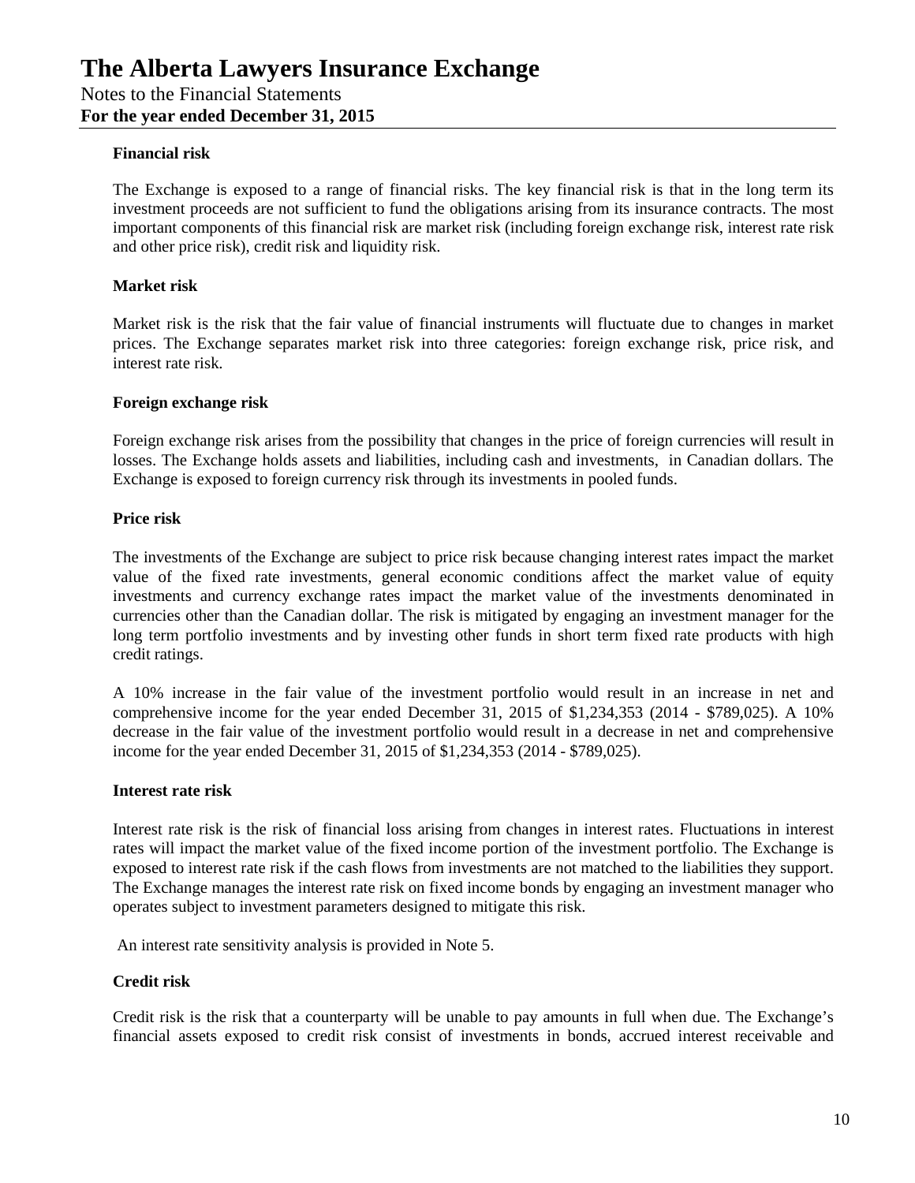**Financial risk**

The Exchange is exposed to a range of financial risks. The key financial risk is that in the long term its investment proceeds are not sufficient to fund the obligations arising from its insurance contracts. The most important components of this financial risk are market risk (including foreign exchange risk, interest rate risk and other price risk), credit risk and liquidity risk.

**Market risk**

Market risk is the risk that the fair value of financial instruments will fluctuate due to changes in market prices. The Exchange separates market risk into three categories: foreign exchange risk, price risk, and interest rate risk.

**Foreign exchange risk**

Foreign exchange risk arises from the possibility that changes in the price of foreign currencies will result in losses. The Exchange holds assets and liabilities, including cash and investments, in Canadian dollars. The Exchange is exposed to foreign currency risk through its investments in pooled funds.

**Price risk**

The investments of the Exchange are subject to price risk because changing interest rates impact the market value of the fixed rate investments, general economic conditions affect the market value of equity investments and currency exchange rates impact the market value of the investments denominated in currencies other than the Canadian dollar. The risk is mitigated by engaging an investment manager for the long term portfolio investments and by investing other funds in short term fixed rate products with high credit ratings.

A 10% increase in the fair value of the investment portfolio would result in an increase in net and comprehensive income for the year ended December 31, 2015 of $1,234,353 (2014 - $789,025). A 10% decrease in the fair value of the investment portfolio would result in a decrease in net and comprehensive income for the year ended December 31, 2015 of $1,234,353 (2014 - $789,025).

**Interest rate risk**

Interest rate risk is the risk of financial loss arising from changes in interest rates. Fluctuations in interest rates will impact the market value of the fixed income portion of the investment portfolio. The Exchange is exposed to interest rate risk if the cash flows from investments are not matched to the liabilities they support. The Exchange manages the interest rate risk on fixed income bonds by engaging an investment manager who operates subject to investment parameters designed to mitigate this risk.

An interest rate sensitivity analysis is provided in Note 5.

**Credit risk**

Credit risk is the risk that a counterparty will be unable to pay amounts in full when due. The Exchange's financial assets exposed to credit risk consist of investments in bonds, accrued interest receivable and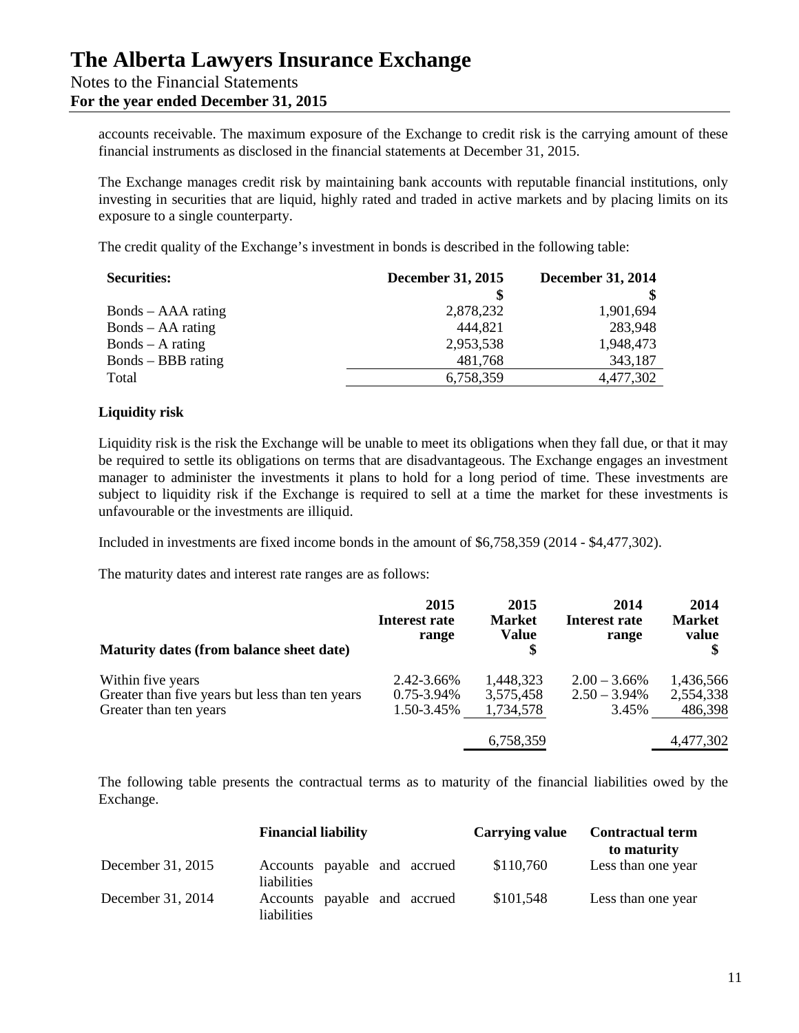accounts receivable. The maximum exposure of the Exchange to credit risk is the carrying amount of these financial instruments as disclosed in the financial statements at December 31, 2015.

The Exchange manages credit risk by maintaining bank accounts with reputable financial institutions, only investing in securities that are liquid, highly rated and traded in active markets and by placing limits on its exposure to a single counterparty.

The credit quality of the Exchange's investment in bonds is described in the following table:

| Securities: | December 31, 2015 | December 31, 2014 |
|---|---|---|
| | $ | $ |
| Bonds – AAA rating | 2,878,232 | 1,901,694 |
| Bonds – AA rating | 444,821 | 283,948 |
| Bonds – A rating | 2,953,538 | 1,948,473 |
| Bonds – BBB rating | 481,768 | 343,187 |
| Total | 6,758,359 | 4,477,302 |

**Liquidity risk**

Liquidity risk is the risk the Exchange will be unable to meet its obligations when they fall due, or that it may be required to settle its obligations on terms that are disadvantageous. The Exchange engages an investment manager to administer the investments it plans to hold for a long period of time. These investments are subject to liquidity risk if the Exchange is required to sell at a time the market for these investments is unfavourable or the investments are illiquid.

Included in investments are fixed income bonds in the amount of $6,758,359 (2014 - $4,477,302).

The maturity dates and interest rate ranges are as follows:

| Maturity dates (from balance sheet date) | 2015 Interest rate range | 2015 Market Value $ | 2014 Interest rate range | 2014 Market value $ |
|---|---|---|---|---|
| Within five years | 2.42-3.66% | 1,448,323 | 2.00 – 3.66% | 1,436,566 |
| Greater than five years but less than ten years | 0.75-3.94% | 3,575,458 | 2.50 – 3.94% | 2,554,338 |
| Greater than ten years | 1.50-3.45% | 1,734,578 | 3.45% | 486,398 |
| | | 6,758,359 | | 4,477,302 |

The following table presents the contractual terms as to maturity of the financial liabilities owed by the Exchange.

| | Financial liability | Carrying value | Contractual term to maturity |
|---|---|---|---|
| December 31, 2015 | Accounts payable and accrued liabilities | $110,760 | Less than one year |
| December 31, 2014 | Accounts payable and accrued liabilities | $101,548 | Less than one year |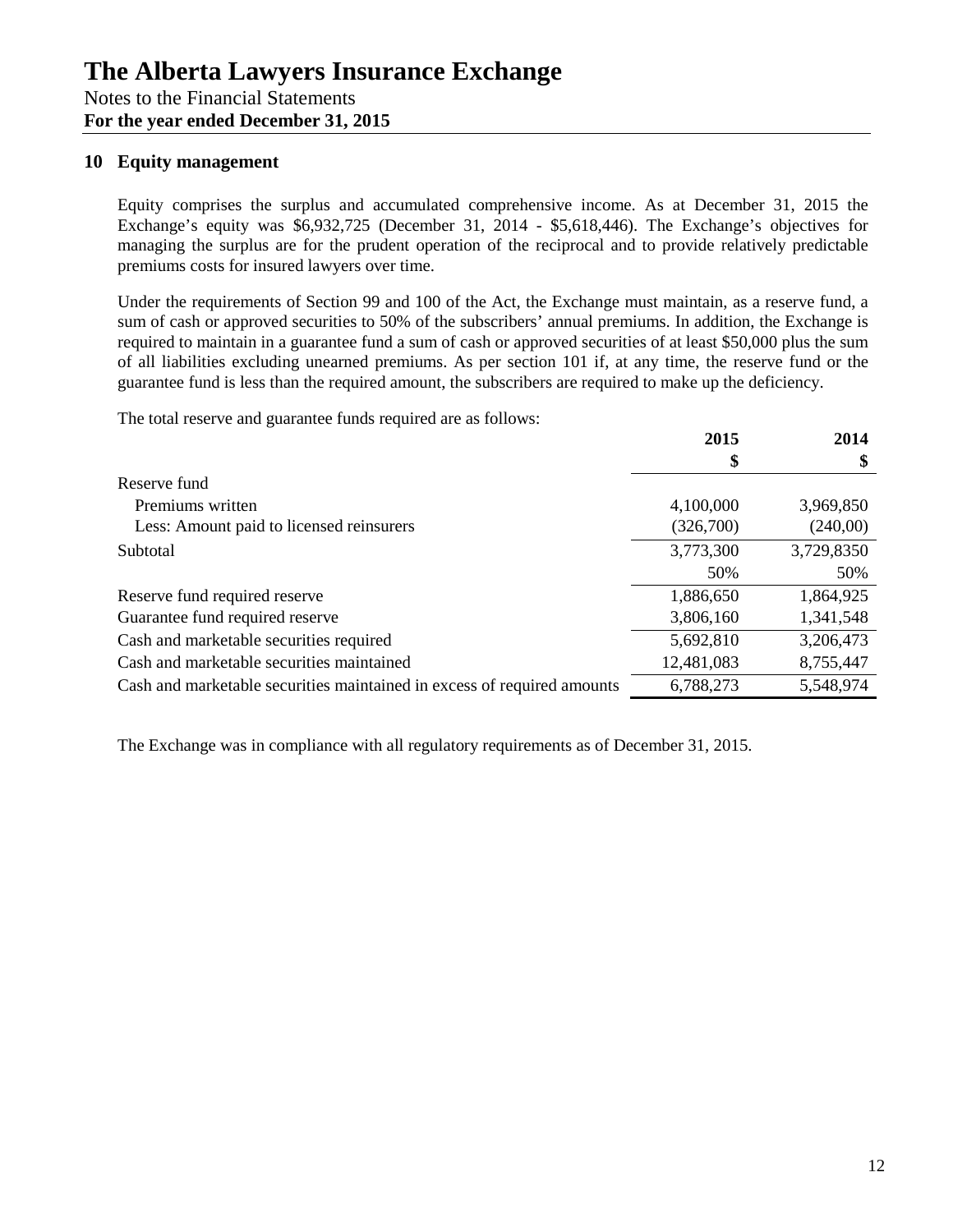# The Alberta Lawyers Insurance Exchange

Notes to the Financial Statements

**For the year ended December 31, 2015**

## 10 Equity management

Equity comprises the surplus and accumulated comprehensive income. As at December 31, 2015 the Exchange's equity was $6,932,725 (December 31, 2014 - $5,618,446). The Exchange's objectives for managing the surplus are for the prudent operation of the reciprocal and to provide relatively predictable premiums costs for insured lawyers over time.

Under the requirements of Section 99 and 100 of the Act, the Exchange must maintain, as a reserve fund, a sum of cash or approved securities to 50% of the subscribers' annual premiums. In addition, the Exchange is required to maintain in a guarantee fund a sum of cash or approved securities of at least $50,000 plus the sum of all liabilities excluding unearned premiums. As per section 101 if, at any time, the reserve fund or the guarantee fund is less than the required amount, the subscribers are required to make up the deficiency.

The total reserve and guarantee funds required are as follows:

| | 2015<br>$ | 2014<br>$ |
|---|---|---|
| Reserve fund | | |
| Premiums written | 4,100,000 | 3,969,850 |
| Less: Amount paid to licensed reinsurers | (326,700) | (240,00) |
| Subtotal | 3,773,300 | 3,729,8350 |
| | 50% | 50% |
| Reserve fund required reserve | 1,886,650 | 1,864,925 |
| Guarantee fund required reserve | 3,806,160 | 1,341,548 |
| Cash and marketable securities required | 5,692,810 | 3,206,473 |
| Cash and marketable securities maintained | 12,481,083 | 8,755,447 |
| Cash and marketable securities maintained in excess of required amounts | 6,788,273 | 5,548,974 |

The Exchange was in compliance with all regulatory requirements as of December 31, 2015.